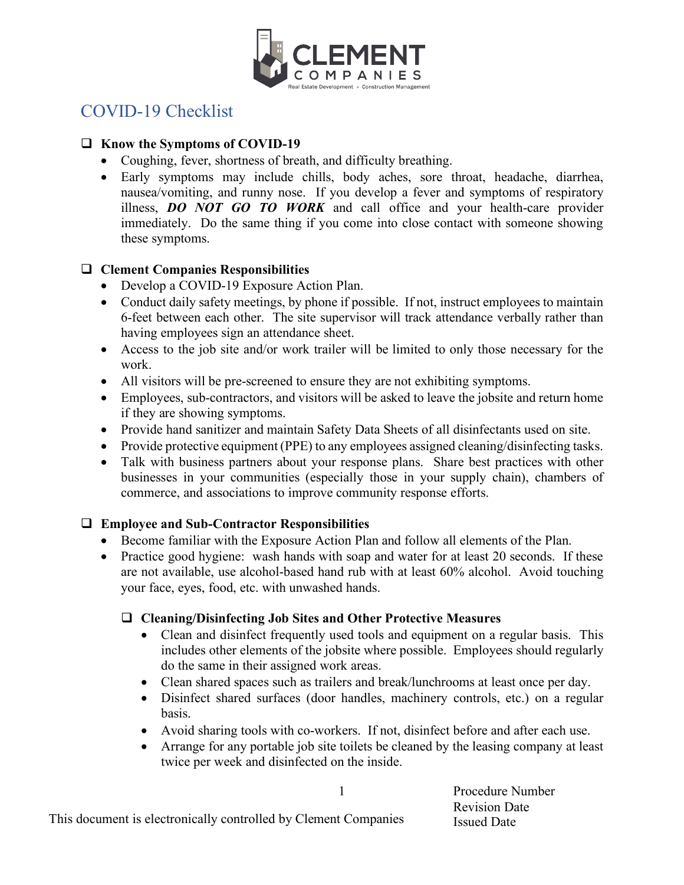# COVID-19 Checklist

- ❑ **Know the Symptoms of COVID-19**
  - Coughing, fever, shortness of breath, and difficulty breathing.
  - Early symptoms may include chills, body aches, sore throat, headache, diarrhea, nausea/vomiting, and runny nose. If you develop a fever and symptoms of respiratory illness, ***DO NOT GO TO WORK*** and call office and your health-care provider immediately. Do the same thing if you come into close contact with someone showing these symptoms.

- ❑ **Clement Companies Responsibilities**
  - Develop a COVID-19 Exposure Action Plan.
  - Conduct daily safety meetings, by phone if possible. If not, instruct employees to maintain 6-feet between each other. The site supervisor will track attendance verbally rather than having employees sign an attendance sheet.
  - Access to the job site and/or work trailer will be limited to only those necessary for the work.
  - All visitors will be pre-screened to ensure they are not exhibiting symptoms.
  - Employees, sub-contractors, and visitors will be asked to leave the jobsite and return home if they are showing symptoms.
  - Provide hand sanitizer and maintain Safety Data Sheets of all disinfectants used on site.
  - Provide protective equipment (PPE) to any employees assigned cleaning/disinfecting tasks.
  - Talk with business partners about your response plans. Share best practices with other businesses in your communities (especially those in your supply chain), chambers of commerce, and associations to improve community response efforts.

- ❑ **Employee and Sub-Contractor Responsibilities**
  - Become familiar with the Exposure Action Plan and follow all elements of the Plan.
  - Practice good hygiene: wash hands with soap and water for at least 20 seconds. If these are not available, use alcohol-based hand rub with at least 60% alcohol. Avoid touching your face, eyes, food, etc. with unwashed hands.

  - ❑ **Cleaning/Disinfecting Job Sites and Other Protective Measures**
    - Clean and disinfect frequently used tools and equipment on a regular basis. This includes other elements of the jobsite where possible. Employees should regularly do the same in their assigned work areas.
    - Clean shared spaces such as trailers and break/lunchrooms at least once per day.
    - Disinfect shared surfaces (door handles, machinery controls, etc.) on a regular basis.
    - Avoid sharing tools with co-workers. If not, disinfect before and after each use.
    - Arrange for any portable job site toilets be cleaned by the leasing company at least twice per week and disinfected on the inside.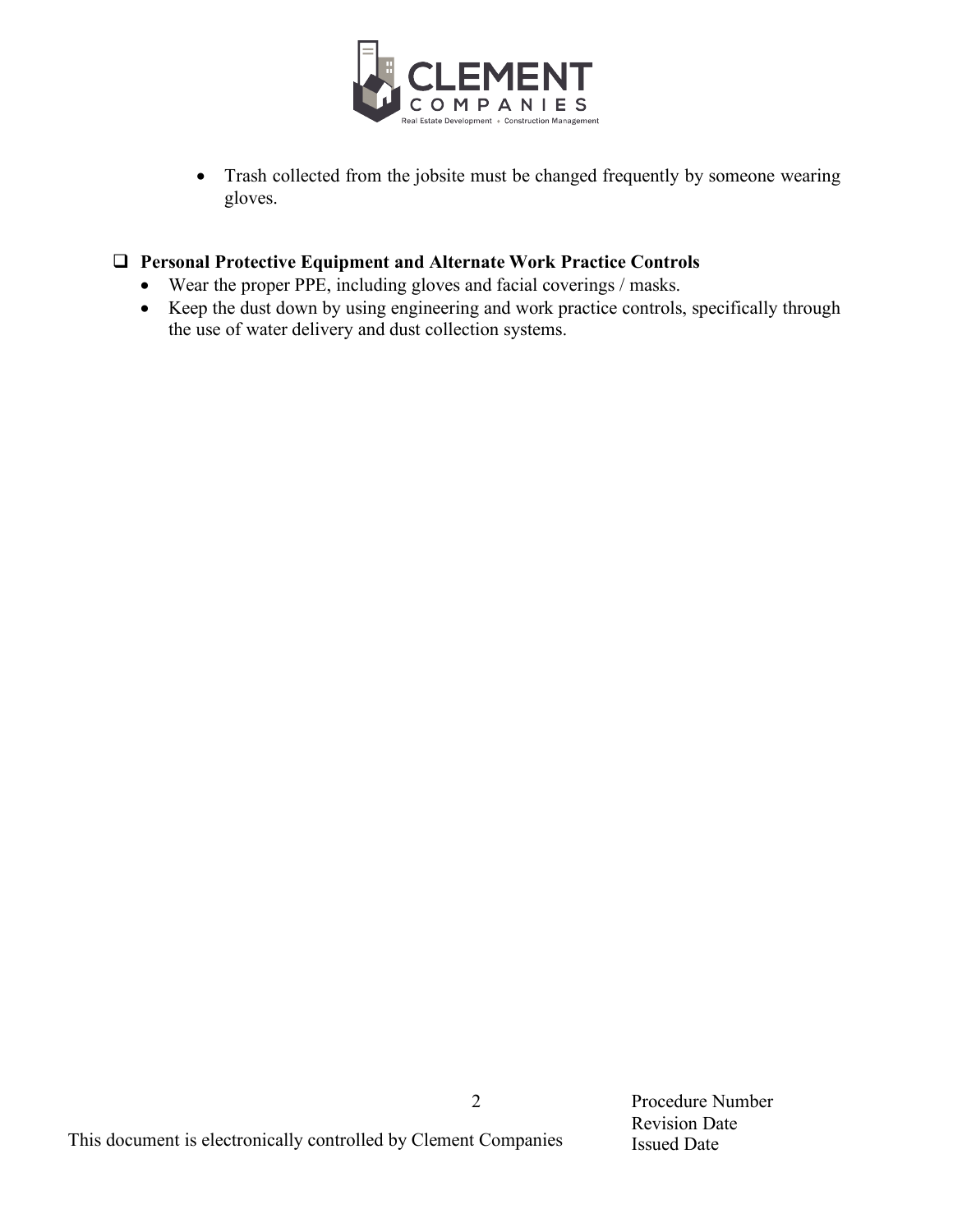- Trash collected from the jobsite must be changed frequently by someone wearing gloves.

- [ ] **Personal Protective Equipment and Alternate Work Practice Controls**
  - Wear the proper PPE, including gloves and facial coverings / masks.
  - Keep the dust down by using engineering and work practice controls, specifically through the use of water delivery and dust collection systems.